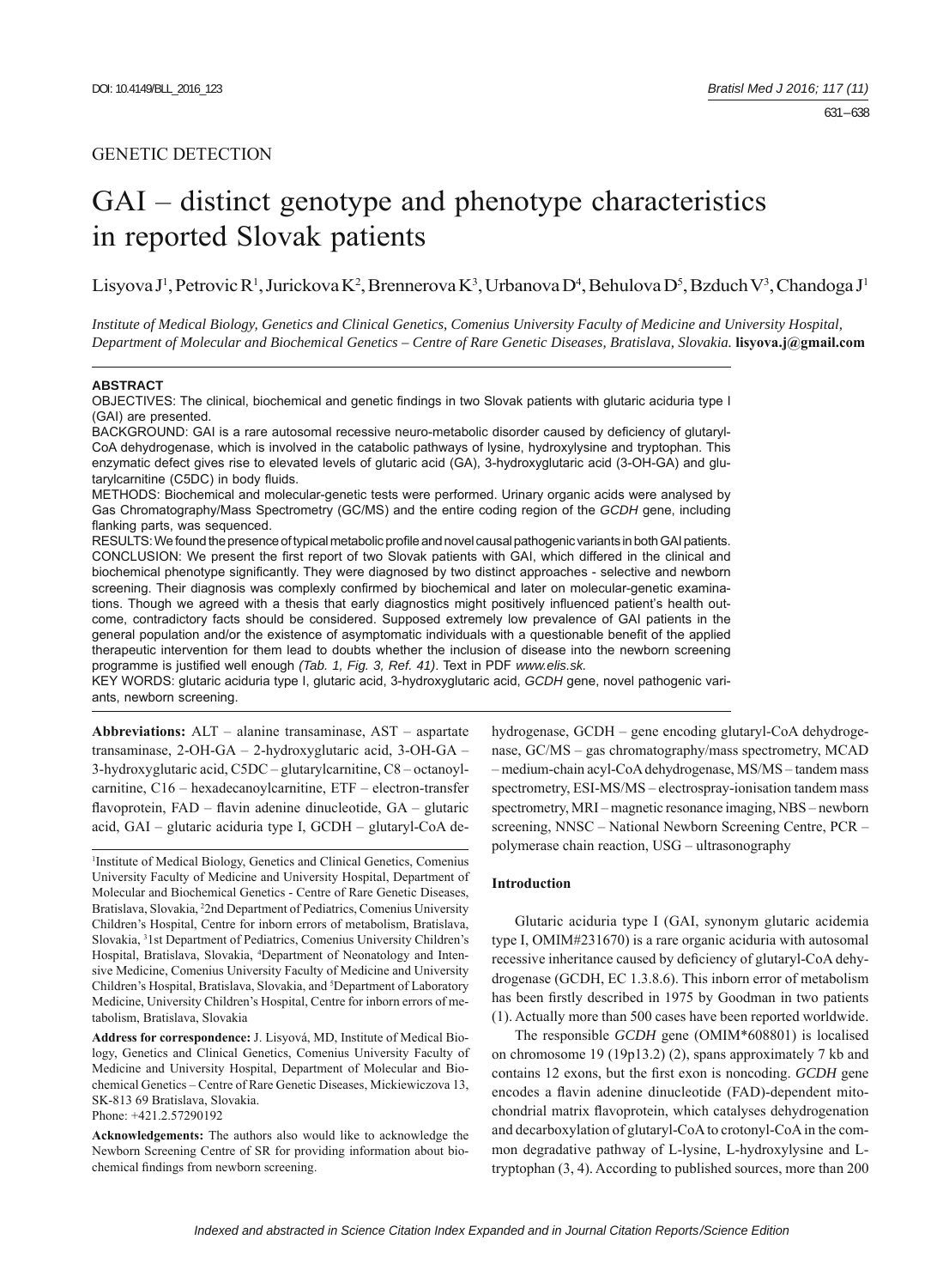GENETIC DETECTION

# GAI – distinct genotype and phenotype characteristics in reported Slovak patients

Lisyova J[1], Petrovic R[1], Jurickova K[2], Brennerova K[3], Urbanova D[4], Behulova D[5], Bzduch V[3], Chandoga J[1]

*Institute of Medical Biology, Genetics and Clinical Genetics, Comenius University Faculty of Medicine and University Hospital, Department of Molecular and Biochemical Genetics – Centre of Rare Genetic Diseases, Bratislava, Slovakia.* **lisyova.j@gmail.com**

## ABSTRACT

OBJECTIVES: The clinical, biochemical and genetic findings in two Slovak patients with glutaric aciduria type I (GAI) are presented.

BACKGROUND: GAI is a rare autosomal recessive neuro-metabolic disorder caused by deficiency of glutaryl-CoA dehydrogenase, which is involved in the catabolic pathways of lysine, hydroxylysine and tryptophan. This enzymatic defect gives rise to elevated levels of glutaric acid (GA), 3-hydroxyglutaric acid (3-OH-GA) and glutarylcarnitine (C5DC) in body fluids.

METHODS: Biochemical and molecular-genetic tests were performed. Urinary organic acids were analysed by Gas Chromatography/Mass Spectrometry (GC/MS) and the entire coding region of the *GCDH* gene, including flanking parts, was sequenced.

RESULTS: We found the presence of typical metabolic profile and novel causal pathogenic variants in both GAI patients.

CONCLUSION: We present the first report of two Slovak patients with GAI, which differed in the clinical and biochemical phenotype significantly. They were diagnosed by two distinct approaches - selective and newborn screening. Their diagnosis was complexly confirmed by biochemical and later on molecular-genetic examinations. Though we agreed with a thesis that early diagnostics might positively influenced patient's health outcome, contradictory facts should be considered. Supposed extremely low prevalence of GAI patients in the general population and/or the existence of asymptomatic individuals with a questionable benefit of the applied therapeutic intervention for them lead to doubts whether the inclusion of disease into the newborn screening programme is justified well enough *(Tab. 1, Fig. 3, Ref. 41)*. Text in PDF *www.elis.sk.*

KEY WORDS: glutaric aciduria type I, glutaric acid, 3-hydroxyglutaric acid, *GCDH* gene, novel pathogenic variants, newborn screening.

**Abbreviations:** ALT – alanine transaminase, AST – aspartate transaminase, 2-OH-GA – 2-hydroxyglutaric acid, 3-OH-GA – 3-hydroxyglutaric acid, C5DC – glutarylcarnitine, C8 – octanoylcarnitine, C16 – hexadecanoylcarnitine, ETF – electron-transfer flavoprotein, FAD – flavin adenine dinucleotide, GA – glutaric acid, GAI – glutaric aciduria type I, GCDH – glutaryl-CoA dehydrogenase, GCDH – gene encoding glutaryl-CoA dehydrogenase, GC/MS – gas chromatography/mass spectrometry, MCAD – medium-chain acyl-CoA dehydrogenase, MS/MS – tandem mass spectrometry, ESI-MS/MS – electrospray-ionisation tandem mass spectrometry, MRI – magnetic resonance imaging, NBS – newborn screening, NNSC – National Newborn Screening Centre, PCR – polymerase chain reaction, USG – ultrasonography

[1]Institute of Medical Biology, Genetics and Clinical Genetics, Comenius University Faculty of Medicine and University Hospital, Department of Molecular and Biochemical Genetics - Centre of Rare Genetic Diseases, Bratislava, Slovakia, [2]2nd Department of Pediatrics, Comenius University Children's Hospital, Centre for inborn errors of metabolism, Bratislava, Slovakia, [3]1st Department of Pediatrics, Comenius University Children's Hospital, Bratislava, Slovakia, [4]Department of Neonatology and Intensive Medicine, Comenius University Faculty of Medicine and University Children's Hospital, Bratislava, Slovakia, and [5]Department of Laboratory Medicine, University Children's Hospital, Centre for inborn errors of metabolism, Bratislava, Slovakia

**Address for correspondence:** J. Lisyová, MD, Institute of Medical Biology, Genetics and Clinical Genetics, Comenius University Faculty of Medicine and University Hospital, Department of Molecular and Biochemical Genetics – Centre of Rare Genetic Diseases, Mickiewiczova 13, SK-813 69 Bratislava, Slovakia.
Phone: +421.2.57290192

**Acknowledgements:** The authors also would like to acknowledge the Newborn Screening Centre of SR for providing information about biochemical findings from newborn screening.

## Introduction

Glutaric aciduria type I (GAI, synonym glutaric acidemia type I, OMIM#231670) is a rare organic aciduria with autosomal recessive inheritance caused by deficiency of glutaryl-CoA dehydrogenase (GCDH, EC 1.3.8.6). This inborn error of metabolism has been firstly described in 1975 by Goodman in two patients (1). Actually more than 500 cases have been reported worldwide.

The responsible *GCDH* gene (OMIM*608801) is localised on chromosome 19 (19p13.2) (2), spans approximately 7 kb and contains 12 exons, but the first exon is noncoding. *GCDH* gene encodes a flavin adenine dinucleotide (FAD)-dependent mitochondrial matrix flavoprotein, which catalyses dehydrogenation and decarboxylation of glutaryl-CoA to crotonyl-CoA in the common degradative pathway of L-lysine, L-hydroxylysine and L-tryptophan (3, 4). According to published sources, more than 200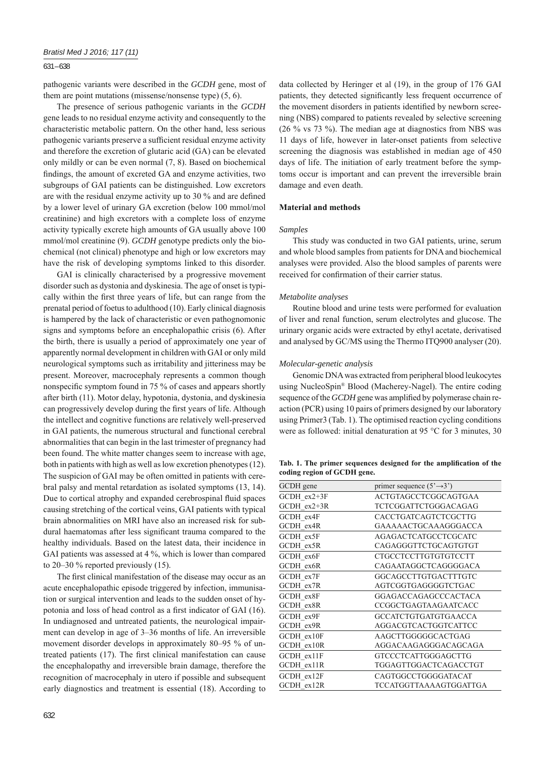pathogenic variants were described in the *GCDH* gene, most of them are point mutations (missense/nonsense type) (5, 6).

The presence of serious pathogenic variants in the *GCDH* gene leads to no residual enzyme activity and consequently to the characteristic metabolic pattern. On the other hand, less serious pathogenic variants preserve a sufficient residual enzyme activity and therefore the excretion of glutaric acid (GA) can be elevated only mildly or can be even normal (7, 8). Based on biochemical findings, the amount of excreted GA and enzyme activities, two subgroups of GAI patients can be distinguished. Low excretors are with the residual enzyme activity up to 30 % and are defined by a lower level of urinary GA excretion (below 100 mmol/mol creatinine) and high excretors with a complete loss of enzyme activity typically excrete high amounts of GA usually above 100 mmol/mol creatinine (9). *GCDH* genotype predicts only the biochemical (not clinical) phenotype and high or low excretors may have the risk of developing symptoms linked to this disorder.

GAI is clinically characterised by a progressive movement disorder such as dystonia and dyskinesia. The age of onset is typically within the first three years of life, but can range from the prenatal period of foetus to adulthood (10). Early clinical diagnosis is hampered by the lack of characteristic or even pathognomonic signs and symptoms before an encephalopathic crisis (6). After the birth, there is usually a period of approximately one year of apparently normal development in children with GAI or only mild neurological symptoms such as irritability and jitteriness may be present. Moreover, macrocephaly represents a common though nonspecific symptom found in 75 % of cases and appears shortly after birth (11). Motor delay, hypotonia, dystonia, and dyskinesia can progressively develop during the first years of life. Although the intellect and cognitive functions are relatively well-preserved in GAI patients, the numerous structural and functional cerebral abnormalities that can begin in the last trimester of pregnancy had been found. The white matter changes seem to increase with age, both in patients with high as well as low excretion phenotypes (12). The suspicion of GAI may be often omitted in patients with cerebral palsy and mental retardation as isolated symptoms (13, 14). Due to cortical atrophy and expanded cerebrospinal fluid spaces causing stretching of the cortical veins, GAI patients with typical brain abnormalities on MRI have also an increased risk for subdural haematomas after less significant trauma compared to the healthy individuals. Based on the latest data, their incidence in GAI patients was assessed at 4 %, which is lower than compared to 20–30 % reported previously (15).

The first clinical manifestation of the disease may occur as an acute encephalopathic episode triggered by infection, immunisation or surgical intervention and leads to the sudden onset of hypotonia and loss of head control as a first indicator of GAI (16). In undiagnosed and untreated patients, the neurological impairment can develop in age of 3–36 months of life. An irreversible movement disorder develops in approximately 80–95 % of untreated patients (17). The first clinical manifestation can cause the encephalopathy and irreversible brain damage, therefore the recognition of macrocephaly in utero if possible and subsequent early diagnostics and treatment is essential (18). According to data collected by Heringer et al (19), in the group of 176 GAI patients, they detected significantly less frequent occurrence of the movement disorders in patients identified by newborn screening (NBS) compared to patients revealed by selective screening (26 % vs 73 %). The median age at diagnostics from NBS was 11 days of life, however in later-onset patients from selective screening the diagnosis was established in median age of 450 days of life. The initiation of early treatment before the symptoms occur is important and can prevent the irreversible brain damage and even death.

## Material and methods

### *Samples*

This study was conducted in two GAI patients, urine, serum and whole blood samples from patients for DNA and biochemical analyses were provided. Also the blood samples of parents were received for confirmation of their carrier status.

### *Metabolite analyses*

Routine blood and urine tests were performed for evaluation of liver and renal function, serum electrolytes and glucose. The urinary organic acids were extracted by ethyl acetate, derivatised and analysed by GC/MS using the Thermo ITQ900 analyser (20).

### *Molecular-genetic analysis*

Genomic DNA was extracted from peripheral blood leukocytes using NucleoSpin® Blood (Macherey-Nagel). The entire coding sequence of the *GCDH* gene was amplified by polymerase chain reaction (PCR) using 10 pairs of primers designed by our laboratory using Primer3 (Tab. 1). The optimised reaction cycling conditions were as followed: initial denaturation at 95 °C for 3 minutes, 30

**Tab. 1. The primer sequences designed for the amplification of the coding region of GCDH gene.**

| GCDH gene | primer sequence (5'→3') |
|---|---|
| GCDH_ex2+3F | ACTGTAGCCTCGGCAGTGAA |
| GCDH_ex2+3R | TCTCGGATTCTGGGACAGAG |
| GCDH_ex4F | CACCTGATCAGTCTCGCTTG |
| GCDH_ex4R | GAAAAACTGCAAAGGGACCA |
| GCDH_ex5F | AGAGACTCATGCCTCGCATC |
| GCDH_ex5R | CAGAGGGTTCTGCAGTGTGT |
| GCDH_ex6F | CTGCCTCCTTGTGTGTCCTT |
| GCDH_ex6R | CAGAATAGGCTCAGGGGACA |
| GCDH_ex7F | GGCAGCCTTGTGACTTTGTC |
| GCDH_ex7R | AGTCGGTGAGGGGTCTGAC |
| GCDH_ex8F | GGAGACCAGAGCCCACTACA |
| GCDH_ex8R | CCGGCTGAGTAAGAATCACC |
| GCDH_ex9F | GCCATCTGTGATGTGAACCA |
| GCDH_ex9R | AGGACGTCACTGGTCATTCC |
| GCDH_ex10F | AAGCTTGGGGGCACTGAG |
| GCDH_ex10R | AGGACAAGAGGGACAGCAGA |
| GCDH_ex11F | GTCCCTCATTGGGAGCTTG |
| GCDH_ex11R | TGGAGTTGGACTCAGACCTGT |
| GCDH_ex12F | CAGTGGCCTGGGGATACAT |
| GCDH_ex12R | TCCATGGTTAAAAGTGGATTGA |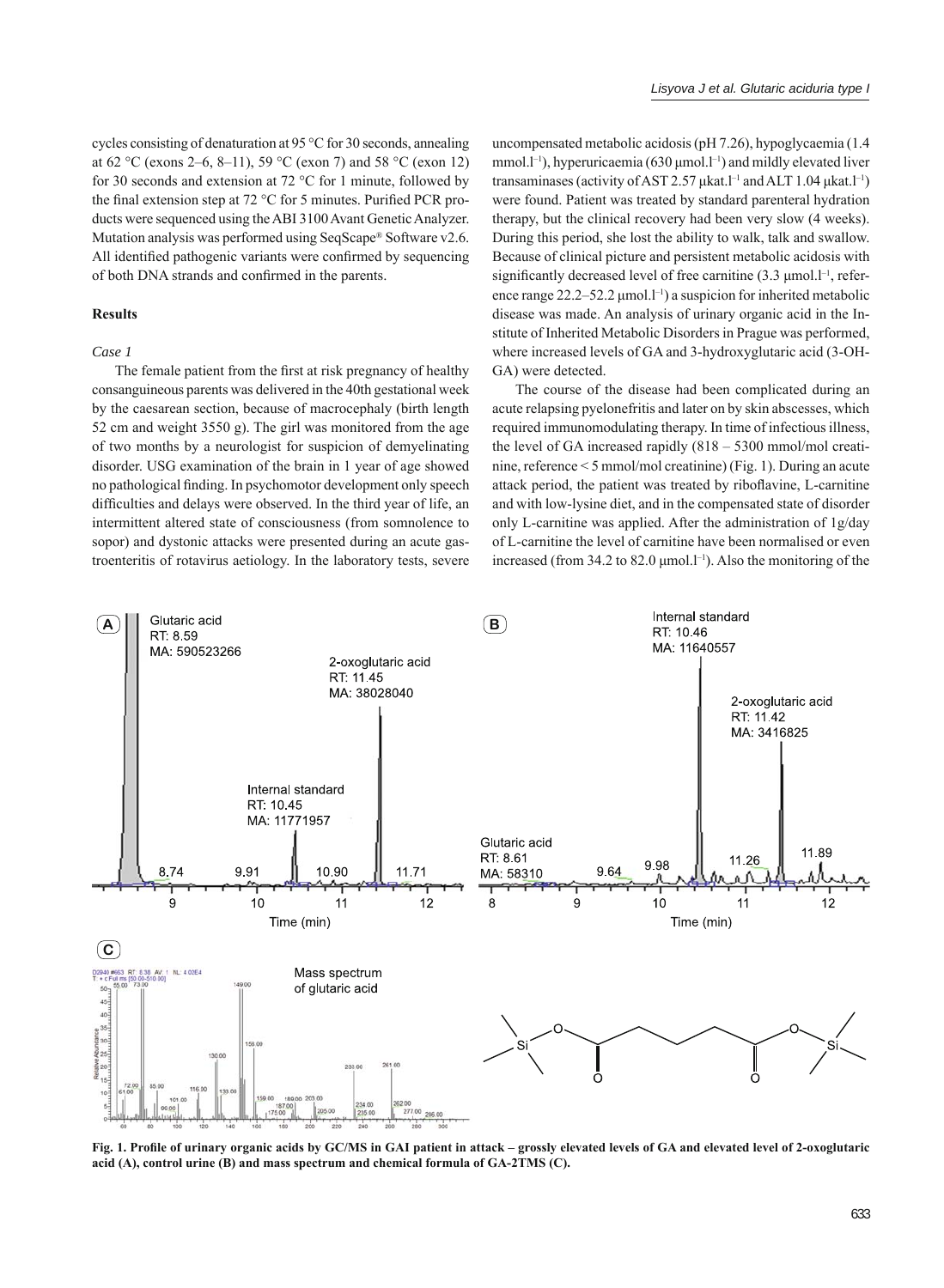cycles consisting of denaturation at 95 °C for 30 seconds, annealing at 62 °C (exons 2–6, 8–11), 59 °C (exon 7) and 58 °C (exon 12) for 30 seconds and extension at 72 °C for 1 minute, followed by the final extension step at 72 °C for 5 minutes. Purified PCR products were sequenced using the ABI 3100 Avant Genetic Analyzer. Mutation analysis was performed using SeqScape® Software v2.6. All identified pathogenic variants were confirmed by sequencing of both DNA strands and confirmed in the parents.

## Results

### *Case 1*

The female patient from the first at risk pregnancy of healthy consanguineous parents was delivered in the 40th gestational week by the caesarean section, because of macrocephaly (birth length 52 cm and weight 3550 g). The girl was monitored from the age of two months by a neurologist for suspicion of demyelinating disorder. USG examination of the brain in 1 year of age showed no pathological finding. In psychomotor development only speech difficulties and delays were observed. In the third year of life, an intermittent altered state of consciousness (from somnolence to sopor) and dystonic attacks were presented during an acute gastroenteritis of rotavirus aetiology. In the laboratory tests, severe uncompensated metabolic acidosis (pH 7.26), hypoglycaemia (1.4 $mmol.l^{-1}$), hyperuricaemia (630 $\mu mol.l^{-1}$) and mildly elevated liver transaminases (activity of AST 2.57 $\mu kat.l^{-1}$ and ALT 1.04 $\mu kat.l^{-1}$) were found. Patient was treated by standard parenteral hydration therapy, but the clinical recovery had been very slow (4 weeks). During this period, she lost the ability to walk, talk and swallow. Because of clinical picture and persistent metabolic acidosis with significantly decreased level of free carnitine (3.3 $\mu mol.l^{-1}$, reference range 22.2–52.2 $\mu mol.l^{-1}$) a suspicion for inherited metabolic disease was made. An analysis of urinary organic acid in the Institute of Inherited Metabolic Disorders in Prague was performed, where increased levels of GA and 3-hydroxyglutaric acid (3-OH-GA) were detected.

The course of the disease had been complicated during an acute relapsing pyelonefritis and later on by skin abscesses, which required immunomodulating therapy. In time of infectious illness, the level of GA increased rapidly (818 – 5300 mmol/mol creatinine, reference < 5 mmol/mol creatinine) (Fig. 1). During an acute attack period, the patient was treated by riboflavine, L-carnitine and with low-lysine diet, and in the compensated state of disorder only L-carnitine was applied. After the administration of 1g/day of L-carnitine the level of carnitine have been normalised or even increased (from 34.2 to 82.0 $\mu mol.l^{-1}$). Also the monitoring of the

**Fig. 1. Profile of urinary organic acids by GC/MS in GAI patient in attack – grossly elevated levels of GA and elevated level of 2-oxoglutaric acid (A), control urine (B) and mass spectrum and chemical formula of GA-2TMS (C).**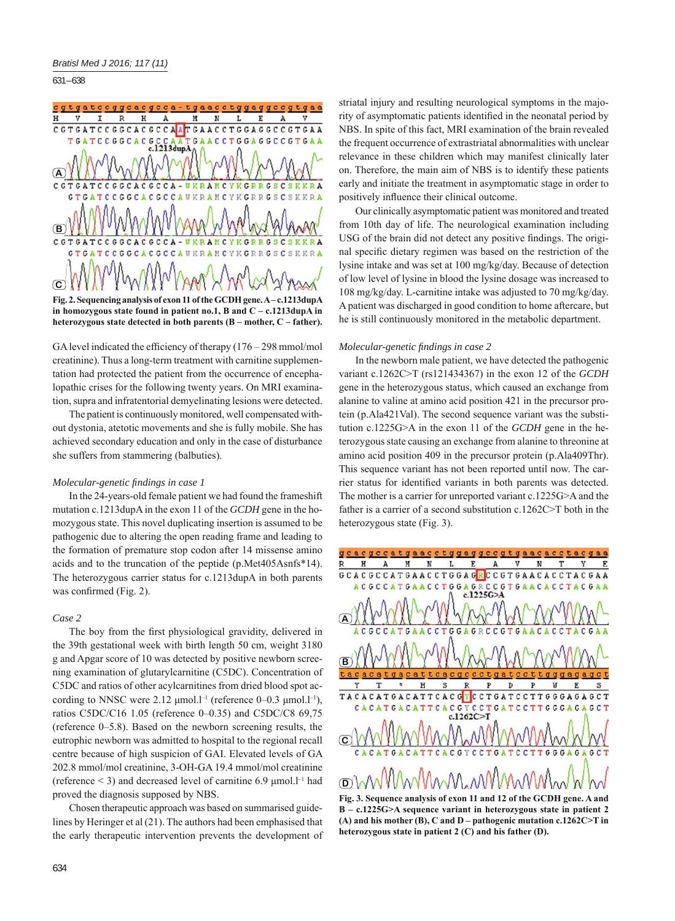Fig. 2. Sequencing analysis of exon 11 of the GCDH gene. A – c.1213dupA in homozygous state found in patient no.1, B and C – c.1213dupA in heterozygous state detected in both parents (B – mother, C – father).

GA level indicated the efficiency of therapy (176 – 298 mmol/mol creatinine). Thus a long-term treatment with carnitine supplementation had protected the patient from the occurrence of encephalopathic crises for the following twenty years. On MRI examination, supra and infratentorial demyelinating lesions were detected.

The patient is continuously monitored, well compensated without dystonia, atetotic movements and she is fully mobile. She has achieved secondary education and only in the case of disturbance she suffers from stammering (balbuties).

*Molecular-genetic findings in case 1*

In the 24-years-old female patient we had found the frameshift mutation c.1213dupA in the exon 11 of the *GCDH* gene in the homozygous state. This novel duplicating insertion is assumed to be pathogenic due to altering the open reading frame and leading to the formation of premature stop codon after 14 missense amino acids and to the truncation of the peptide (p.Met405Asnfs*14). The heterozygous carrier status for c.1213dupA in both parents was confirmed (Fig. 2).

*Case 2*

The boy from the first physiological gravidity, delivered in the 39th gestational week with birth length 50 cm, weight 3180 g and Apgar score of 10 was detected by positive newborn screening examination of glutarylcarnitine (C5DC). Concentration of C5DC and ratios of other acylcarnitines from dried blood spot according to NNSC were 2.12 $\mu mol.l^{-1}$ (reference 0–0.3 $\mu mol.l^{-1}$), ratios C5DC/C16 1.05 (reference 0–0.35) and C5DC/C8 69,75 (reference 0–5.8). Based on the newborn screening results, the eutrophic newborn was admitted to hospital to the regional recall centre because of high suspicion of GAI. Elevated levels of GA 202.8 mmol/mol creatinine, 3-OH-GA 19.4 mmol/mol creatinine (reference < 3) and decreased level of carnitine 6.9 $\mu mol.l^{-1}$ had proved the diagnosis supposed by NBS.

Chosen therapeutic approach was based on summarised guidelines by Heringer et al (21). The authors had been emphasised that the early therapeutic intervention prevents the development of striatal injury and resulting neurological symptoms in the majority of asymptomatic patients identified in the neonatal period by NBS. In spite of this fact, MRI examination of the brain revealed the frequent occurrence of extrastriatal abnormalities with unclear relevance in these children which may manifest clinically later on. Therefore, the main aim of NBS is to identify these patients early and initiate the treatment in asymptomatic stage in order to positively influence their clinical outcome.

Our clinically asymptomatic patient was monitored and treated from 10th day of life. The neurological examination including USG of the brain did not detect any positive findings. The original specific dietary regimen was based on the restriction of the lysine intake and was set at 100 mg/kg/day. Because of detection of low level of lysine in blood the lysine dosage was increased to 108 mg/kg/day. L-carnitine intake was adjusted to 70 mg/kg/day. A patient was discharged in good condition to home aftercare, but he is still continuously monitored in the metabolic department.

*Molecular-genetic findings in case 2*

In the newborn male patient, we have detected the pathogenic variant c.1262C>T (rs121434367) in the exon 12 of the *GCDH* gene in the heterozygous status, which caused an exchange from alanine to valine at amino acid position 421 in the precursor protein (p.Ala421Val). The second sequence variant was the substitution c.1225G>A in the exon 11 of the *GCDH* gene in the heterozygous state causing an exchange from alanine to threonine at amino acid position 409 in the precursor protein (p.Ala409Thr). This sequence variant has not been reported until now. The carrier status for identified variants in both parents was detected. The mother is a carrier for unreported variant c.1225G>A and the father is a carrier of a second substitution c.1262C>T both in the heterozygous state (Fig. 3).

Fig. 3. Sequence analysis of exon 11 and 12 of the GCDH gene. A and B – c.1225G>A sequence variant in heterozygous state in patient 2 (A) and his mother (B), C and D – pathogenic mutation c.1262C>T in heterozygous state in patient 2 (C) and his father (D).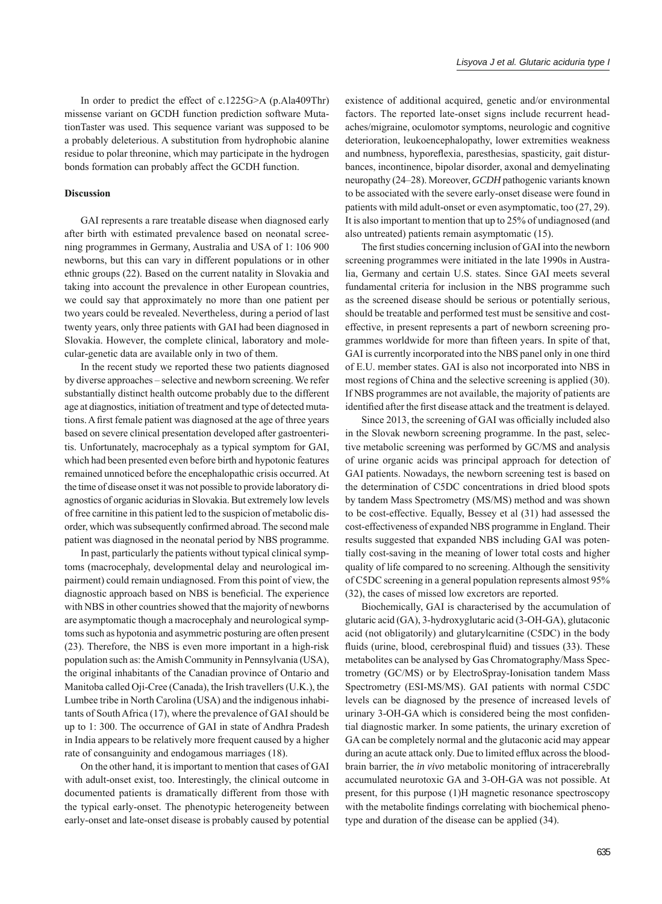In order to predict the effect of c.1225G>A (p.Ala409Thr) missense variant on GCDH function prediction software MutationTaster was used. This sequence variant was supposed to be a probably deleterious. A substitution from hydrophobic alanine residue to polar threonine, which may participate in the hydrogen bonds formation can probably affect the GCDH function.

## Discussion

GAI represents a rare treatable disease when diagnosed early after birth with estimated prevalence based on neonatal screening programmes in Germany, Australia and USA of 1: 106 900 newborns, but this can vary in different populations or in other ethnic groups (22). Based on the current natality in Slovakia and taking into account the prevalence in other European countries, we could say that approximately no more than one patient per two years could be revealed. Nevertheless, during a period of last twenty years, only three patients with GAI had been diagnosed in Slovakia. However, the complete clinical, laboratory and molecular-genetic data are available only in two of them.

In the recent study we reported these two patients diagnosed by diverse approaches – selective and newborn screening. We refer substantially distinct health outcome probably due to the different age at diagnostics, initiation of treatment and type of detected mutations. A first female patient was diagnosed at the age of three years based on severe clinical presentation developed after gastroenteritis. Unfortunately, macrocephaly as a typical symptom for GAI, which had been presented even before birth and hypotonic features remained unnoticed before the encephalopathic crisis occurred. At the time of disease onset it was not possible to provide laboratory diagnostics of organic acidurias in Slovakia. But extremely low levels of free carnitine in this patient led to the suspicion of metabolic disorder, which was subsequently confirmed abroad. The second male patient was diagnosed in the neonatal period by NBS programme.

In past, particularly the patients without typical clinical symptoms (macrocephaly, developmental delay and neurological impairment) could remain undiagnosed. From this point of view, the diagnostic approach based on NBS is beneficial. The experience with NBS in other countries showed that the majority of newborns are asymptomatic though a macrocephaly and neurological symptoms such as hypotonia and asymmetric posturing are often present (23). Therefore, the NBS is even more important in a high-risk population such as: the Amish Community in Pennsylvania (USA), the original inhabitants of the Canadian province of Ontario and Manitoba called Oji-Cree (Canada), the Irish travellers (U.K.), the Lumbee tribe in North Carolina (USA) and the indigenous inhabitants of South Africa (17), where the prevalence of GAI should be up to 1: 300. The occurrence of GAI in state of Andhra Pradesh in India appears to be relatively more frequent caused by a higher rate of consanguinity and endogamous marriages (18).

On the other hand, it is important to mention that cases of GAI with adult-onset exist, too. Interestingly, the clinical outcome in documented patients is dramatically different from those with the typical early-onset. The phenotypic heterogeneity between early-onset and late-onset disease is probably caused by potential existence of additional acquired, genetic and/or environmental factors. The reported late-onset signs include recurrent headaches/migraine, oculomotor symptoms, neurologic and cognitive deterioration, leukoencephalopathy, lower extremities weakness and numbness, hyporeflexia, paresthesias, spasticity, gait disturbances, incontinence, bipolar disorder, axonal and demyelinating neuropathy (24–28). Moreover, *GCDH* pathogenic variants known to be associated with the severe early-onset disease were found in patients with mild adult-onset or even asymptomatic, too (27, 29). It is also important to mention that up to 25% of undiagnosed (and also untreated) patients remain asymptomatic (15).

The first studies concerning inclusion of GAI into the newborn screening programmes were initiated in the late 1990s in Australia, Germany and certain U.S. states. Since GAI meets several fundamental criteria for inclusion in the NBS programme such as the screened disease should be serious or potentially serious, should be treatable and performed test must be sensitive and cost-effective, in present represents a part of newborn screening programmes worldwide for more than fifteen years. In spite of that, GAI is currently incorporated into the NBS panel only in one third of E.U. member states. GAI is also not incorporated into NBS in most regions of China and the selective screening is applied (30). If NBS programmes are not available, the majority of patients are identified after the first disease attack and the treatment is delayed.

Since 2013, the screening of GAI was officially included also in the Slovak newborn screening programme. In the past, selective metabolic screening was performed by GC/MS and analysis of urine organic acids was principal approach for detection of GAI patients. Nowadays, the newborn screening test is based on the determination of C5DC concentrations in dried blood spots by tandem Mass Spectrometry (MS/MS) method and was shown to be cost-effective. Equally, Bessey et al (31) had assessed the cost-effectiveness of expanded NBS programme in England. Their results suggested that expanded NBS including GAI was potentially cost-saving in the meaning of lower total costs and higher quality of life compared to no screening. Although the sensitivity of C5DC screening in a general population represents almost 95% (32), the cases of missed low excretors are reported.

Biochemically, GAI is characterised by the accumulation of glutaric acid (GA), 3-hydroxyglutaric acid (3-OH-GA), glutaconic acid (not obligatorily) and glutarylcarnitine (C5DC) in the body fluids (urine, blood, cerebrospinal fluid) and tissues (33). These metabolites can be analysed by Gas Chromatography/Mass Spectrometry (GC/MS) or by ElectroSpray-Ionisation tandem Mass Spectrometry (ESI-MS/MS). GAI patients with normal C5DC levels can be diagnosed by the presence of increased levels of urinary 3-OH-GA which is considered being the most confidential diagnostic marker. In some patients, the urinary excretion of GA can be completely normal and the glutaconic acid may appear during an acute attack only. Due to limited efflux across the blood-brain barrier, the *in vivo* metabolic monitoring of intracerebrally accumulated neurotoxic GA and 3-OH-GA was not possible. At present, for this purpose (1)H magnetic resonance spectroscopy with the metabolite findings correlating with biochemical phenotype and duration of the disease can be applied (34).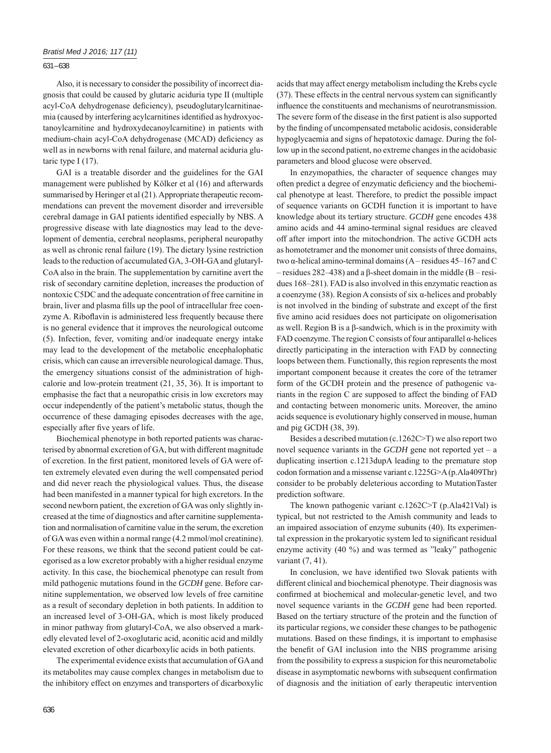Also, it is necessary to consider the possibility of incorrect diagnosis that could be caused by glutaric aciduria type II (multiple acyl-CoA dehydrogenase deficiency), pseudoglutarylcarnitinaemia (caused by interfering acylcarnitines identified as hydroxyoctanoylcarnitine and hydroxydecanoylcarnitine) in patients with medium-chain acyl-CoA dehydrogenase (MCAD) deficiency as well as in newborns with renal failure, and maternal aciduria glutaric type I (17).

GAI is a treatable disorder and the guidelines for the GAI management were published by Kölker et al (16) and afterwards summarised by Heringer et al (21). Appropriate therapeutic recommendations can prevent the movement disorder and irreversible cerebral damage in GAI patients identified especially by NBS. A progressive disease with late diagnostics may lead to the development of dementia, cerebral neoplasms, peripheral neuropathy as well as chronic renal failure (19). The dietary lysine restriction leads to the reduction of accumulated GA, 3-OH-GA and glutaryl-CoA also in the brain. The supplementation by carnitine avert the risk of secondary carnitine depletion, increases the production of nontoxic C5DC and the adequate concentration of free carnitine in brain, liver and plasma fills up the pool of intracellular free coenzyme A. Riboflavin is administered less frequently because there is no general evidence that it improves the neurological outcome (5). Infection, fever, vomiting and/or inadequate energy intake may lead to the development of the metabolic encephalophatic crisis, which can cause an irreversible neurological damage. Thus, the emergency situations consist of the administration of high-calorie and low-protein treatment (21, 35, 36). It is important to emphasise the fact that a neuropathic crisis in low excretors may occur independently of the patient's metabolic status, though the occurrence of these damaging episodes decreases with the age, especially after five years of life.

Biochemical phenotype in both reported patients was characterised by abnormal excretion of GA, but with different magnitude of excretion. In the first patient, monitored levels of GA were often extremely elevated even during the well compensated period and did never reach the physiological values. Thus, the disease had been manifested in a manner typical for high excretors. In the second newborn patient, the excretion of GA was only slightly increased at the time of diagnostics and after carnitine supplementation and normalisation of carnitine value in the serum, the excretion of GA was even within a normal range (4.2 mmol/mol creatinine). For these reasons, we think that the second patient could be categorised as a low excretor probably with a higher residual enzyme activity. In this case, the biochemical phenotype can result from mild pathogenic mutations found in the *GCDH* gene. Before carnitine supplementation, we observed low levels of free carnitine as a result of secondary depletion in both patients. In addition to an increased level of 3-OH-GA, which is most likely produced in minor pathway from glutaryl-CoA, we also observed a markedly elevated level of 2-oxoglutaric acid, aconitic acid and mildly elevated excretion of other dicarboxylic acids in both patients.

The experimental evidence exists that accumulation of GA and its metabolites may cause complex changes in metabolism due to the inhibitory effect on enzymes and transporters of dicarboxylic acids that may affect energy metabolism including the Krebs cycle (37). These effects in the central nervous system can significantly influence the constituents and mechanisms of neurotransmission. The severe form of the disease in the first patient is also supported by the finding of uncompensated metabolic acidosis, considerable hypoglycaemia and signs of hepatotoxic damage. During the follow up in the second patient, no extreme changes in the acidobasic parameters and blood glucose were observed.

In enzymopathies, the character of sequence changes may often predict a degree of enzymatic deficiency and the biochemical phenotype at least. Therefore, to predict the possible impact of sequence variants on GCDH function it is important to have knowledge about its tertiary structure. *GCDH* gene encodes 438 amino acids and 44 amino-terminal signal residues are cleaved off after import into the mitochondrion. The active GCDH acts as homotetramer and the monomer unit consists of three domains, two α-helical amino-terminal domains (A – residues 45–167 and C – residues 282–438) and a β-sheet domain in the middle (B – residues 168–281). FAD is also involved in this enzymatic reaction as a coenzyme (38). Region A consists of six α-helices and probably is not involved in the binding of substrate and except of the first five amino acid residues does not participate on oligomerisation as well. Region B is a β-sandwich, which is in the proximity with FAD coenzyme. The region C consists of four antiparallel α-helices directly participating in the interaction with FAD by connecting loops between them. Functionally, this region represents the most important component because it creates the core of the tetramer form of the GCDH protein and the presence of pathogenic variants in the region C are supposed to affect the binding of FAD and contacting between monomeric units. Moreover, the amino acids sequence is evolutionary highly conserved in mouse, human and pig GCDH (38, 39).

Besides a described mutation (c.1262C>T) we also report two novel sequence variants in the *GCDH* gene not reported yet – a duplicating insertion c.1213dupA leading to the premature stop codon formation and a missense variant c.1225G>A (p.Ala409Thr) consider to be probably deleterious according to MutationTaster prediction software.

The known pathogenic variant c.1262C>T (p.Ala421Val) is typical, but not restricted to the Amish community and leads to an impaired association of enzyme subunits (40). Its experimental expression in the prokaryotic system led to significant residual enzyme activity (40 %) and was termed as "leaky" pathogenic variant (7, 41).

In conclusion, we have identified two Slovak patients with different clinical and biochemical phenotype. Their diagnosis was confirmed at biochemical and molecular-genetic level, and two novel sequence variants in the *GCDH* gene had been reported. Based on the tertiary structure of the protein and the function of its particular regions, we consider these changes to be pathogenic mutations. Based on these findings, it is important to emphasise the benefit of GAI inclusion into the NBS programme arising from the possibility to express a suspicion for this neurometabolic disease in asymptomatic newborns with subsequent confirmation of diagnosis and the initiation of early therapeutic intervention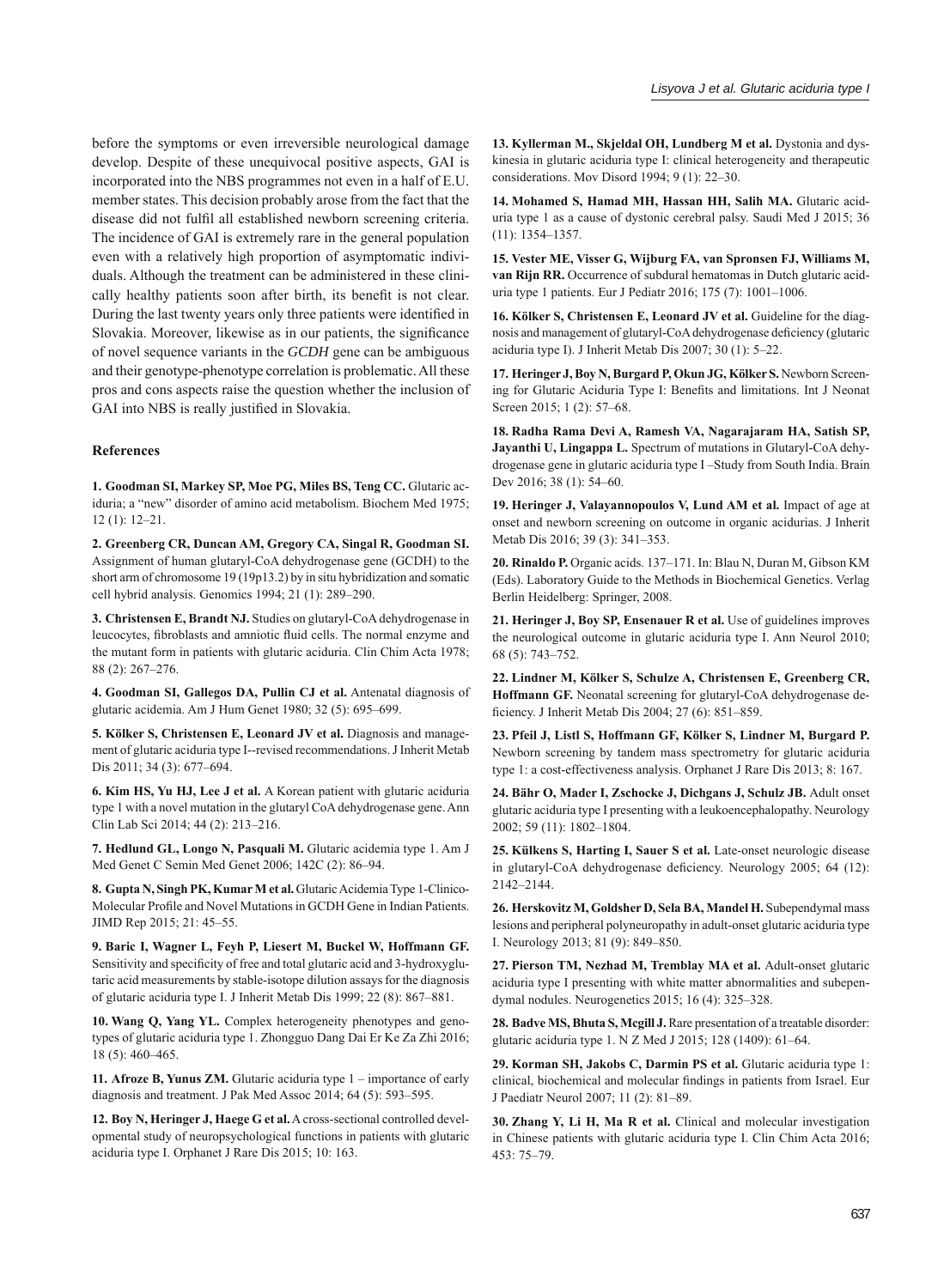before the symptoms or even irreversible neurological damage develop. Despite of these unequivocal positive aspects, GAI is incorporated into the NBS programmes not even in a half of E.U. member states. This decision probably arose from the fact that the disease did not fulfil all established newborn screening criteria. The incidence of GAI is extremely rare in the general population even with a relatively high proportion of asymptomatic individuals. Although the treatment can be administered in these clinically healthy patients soon after birth, its benefit is not clear. During the last twenty years only three patients were identified in Slovakia. Moreover, likewise as in our patients, the significance of novel sequence variants in the *GCDH* gene can be ambiguous and their genotype-phenotype correlation is problematic. All these pros and cons aspects raise the question whether the inclusion of GAI into NBS is really justified in Slovakia.

## References

**1. Goodman SI, Markey SP, Moe PG, Miles BS, Teng CC.** Glutaric aciduria; a "new" disorder of amino acid metabolism. Biochem Med 1975; 12 (1): 12–21.

**2. Greenberg CR, Duncan AM, Gregory CA, Singal R, Goodman SI.** Assignment of human glutaryl-CoA dehydrogenase gene (GCDH) to the short arm of chromosome 19 (19p13.2) by in situ hybridization and somatic cell hybrid analysis. Genomics 1994; 21 (1): 289–290.

**3. Christensen E, Brandt NJ.** Studies on glutaryl-CoA dehydrogenase in leucocytes, fibroblasts and amniotic fluid cells. The normal enzyme and the mutant form in patients with glutaric aciduria. Clin Chim Acta 1978; 88 (2): 267–276.

**4. Goodman SI, Gallegos DA, Pullin CJ et al.** Antenatal diagnosis of glutaric acidemia. Am J Hum Genet 1980; 32 (5): 695–699.

**5. Kölker S, Christensen E, Leonard JV et al.** Diagnosis and management of glutaric aciduria type I--revised recommendations. J Inherit Metab Dis 2011; 34 (3): 677–694.

**6. Kim HS, Yu HJ, Lee J et al.** A Korean patient with glutaric aciduria type 1 with a novel mutation in the glutaryl CoA dehydrogenase gene. Ann Clin Lab Sci 2014; 44 (2): 213–216.

**7. Hedlund GL, Longo N, Pasquali M.** Glutaric acidemia type 1. Am J Med Genet C Semin Med Genet 2006; 142C (2): 86–94.

**8. Gupta N, Singh PK, Kumar M et al.** Glutaric Acidemia Type 1-Clinico-Molecular Profile and Novel Mutations in GCDH Gene in Indian Patients. JIMD Rep 2015; 21: 45–55.

**9. Baric I, Wagner L, Feyh P, Liesert M, Buckel W, Hoffmann GF.** Sensitivity and specificity of free and total glutaric acid and 3-hydroxyglutaric acid measurements by stable-isotope dilution assays for the diagnosis of glutaric aciduria type I. J Inherit Metab Dis 1999; 22 (8): 867–881.

**10. Wang Q, Yang YL.** Complex heterogeneity phenotypes and genotypes of glutaric aciduria type 1. Zhongguo Dang Dai Er Ke Za Zhi 2016; 18 (5): 460–465.

**11. Afroze B, Yunus ZM.** Glutaric aciduria type 1 – importance of early diagnosis and treatment. J Pak Med Assoc 2014; 64 (5): 593–595.

**12. Boy N, Heringer J, Haege G et al.** A cross-sectional controlled developmental study of neuropsychological functions in patients with glutaric aciduria type I. Orphanet J Rare Dis 2015; 10: 163.

**13. Kyllerman M., Skjeldal OH, Lundberg M et al.** Dystonia and dyskinesia in glutaric aciduria type I: clinical heterogeneity and therapeutic considerations. Mov Disord 1994; 9 (1): 22–30.

**14. Mohamed S, Hamad MH, Hassan HH, Salih MA.** Glutaric aciduria type 1 as a cause of dystonic cerebral palsy. Saudi Med J 2015; 36 (11): 1354–1357.

**15. Vester ME, Visser G, Wijburg FA, van Spronsen FJ, Williams M, van Rijn RR.** Occurrence of subdural hematomas in Dutch glutaric aciduria type 1 patients. Eur J Pediatr 2016; 175 (7): 1001–1006.

**16. Kölker S, Christensen E, Leonard JV et al.** Guideline for the diagnosis and management of glutaryl-CoA dehydrogenase deficiency (glutaric aciduria type I). J Inherit Metab Dis 2007; 30 (1): 5–22.

**17. Heringer J, Boy N, Burgard P, Okun JG, Kölker S.** Newborn Screening for Glutaric Aciduria Type I: Benefits and limitations. Int J Neonat Screen 2015; 1 (2): 57–68.

**18. Radha Rama Devi A, Ramesh VA, Nagarajaram HA, Satish SP, Jayanthi U, Lingappa L.** Spectrum of mutations in Glutaryl-CoA dehydrogenase gene in glutaric aciduria type I –Study from South India. Brain Dev 2016; 38 (1): 54–60.

**19. Heringer J, Valayannopoulos V, Lund AM et al.** Impact of age at onset and newborn screening on outcome in organic acidurias. J Inherit Metab Dis 2016; 39 (3): 341–353.

**20. Rinaldo P.** Organic acids. 137–171. In: Blau N, Duran M, Gibson KM (Eds). Laboratory Guide to the Methods in Biochemical Genetics. Verlag Berlin Heidelberg: Springer, 2008.

**21. Heringer J, Boy SP, Ensenauer R et al.** Use of guidelines improves the neurological outcome in glutaric aciduria type I. Ann Neurol 2010; 68 (5): 743–752.

**22. Lindner M, Kölker S, Schulze A, Christensen E, Greenberg CR, Hoffmann GF.** Neonatal screening for glutaryl-CoA dehydrogenase deficiency. J Inherit Metab Dis 2004; 27 (6): 851–859.

**23. Pfeil J, Listl S, Hoffmann GF, Kölker S, Lindner M, Burgard P.** Newborn screening by tandem mass spectrometry for glutaric aciduria type 1: a cost-effectiveness analysis. Orphanet J Rare Dis 2013; 8: 167.

**24. Bähr O, Mader I, Zschocke J, Dichgans J, Schulz JB.** Adult onset glutaric aciduria type I presenting with a leukoencephalopathy. Neurology 2002; 59 (11): 1802–1804.

**25. Külkens S, Harting I, Sauer S et al.** Late-onset neurologic disease in glutaryl-CoA dehydrogenase deficiency. Neurology 2005; 64 (12): 2142–2144.

**26. Herskovitz M, Goldsher D, Sela BA, Mandel H.** Subependymal mass lesions and peripheral polyneuropathy in adult-onset glutaric aciduria type I. Neurology 2013; 81 (9): 849–850.

**27. Pierson TM, Nezhad M, Tremblay MA et al.** Adult-onset glutaric aciduria type I presenting with white matter abnormalities and subependymal nodules. Neurogenetics 2015; 16 (4): 325–328.

**28. Badve MS, Bhuta S, Mcgill J.** Rare presentation of a treatable disorder: glutaric aciduria type 1. N Z Med J 2015; 128 (1409): 61–64.

**29. Korman SH, Jakobs C, Darmin PS et al.** Glutaric aciduria type 1: clinical, biochemical and molecular findings in patients from Israel. Eur J Paediatr Neurol 2007; 11 (2): 81–89.

**30. Zhang Y, Li H, Ma R et al.** Clinical and molecular investigation in Chinese patients with glutaric aciduria type I. Clin Chim Acta 2016; 453: 75–79.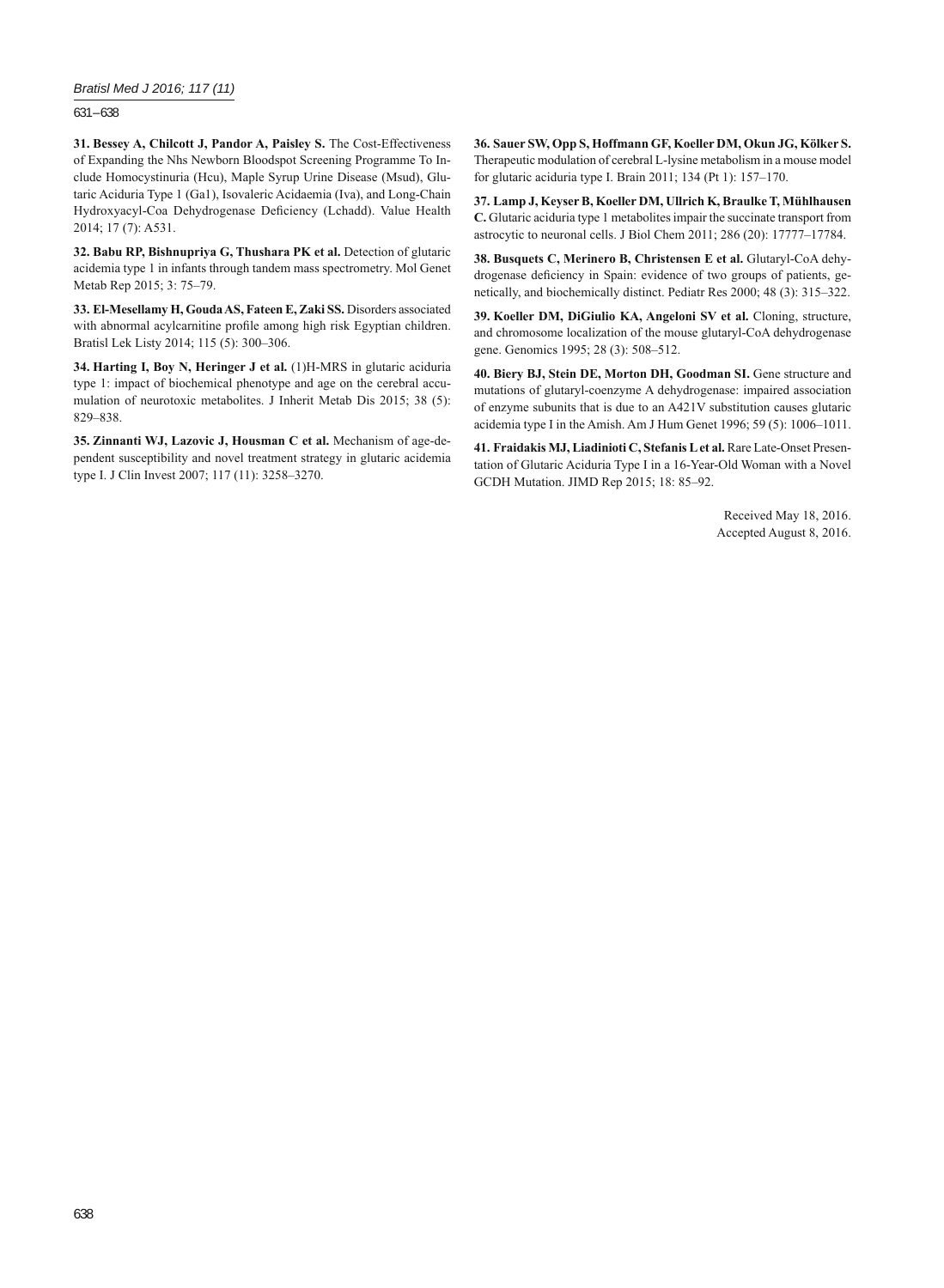**31. Bessey A, Chilcott J, Pandor A, Paisley S.** The Cost-Effectiveness of Expanding the Nhs Newborn Bloodspot Screening Programme To Include Homocystinuria (Hcu), Maple Syrup Urine Disease (Msud), Glutaric Aciduria Type 1 (Ga1), Isovaleric Acidaemia (Iva), and Long-Chain Hydroxyacyl-Coa Dehydrogenase Deficiency (Lchadd). Value Health 2014; 17 (7): A531.

**32. Babu RP, Bishnupriya G, Thushara PK et al.** Detection of glutaric acidemia type 1 in infants through tandem mass spectrometry. Mol Genet Metab Rep 2015; 3: 75–79.

**33. El-Mesellamy H, Gouda AS, Fateen E, Zaki SS.** Disorders associated with abnormal acylcarnitine profile among high risk Egyptian children. Bratisl Lek Listy 2014; 115 (5): 300–306.

**34. Harting I, Boy N, Heringer J et al.** (1)H-MRS in glutaric aciduria type 1: impact of biochemical phenotype and age on the cerebral accumulation of neurotoxic metabolites. J Inherit Metab Dis 2015; 38 (5): 829–838.

**35. Zinnanti WJ, Lazovic J, Housman C et al.** Mechanism of age-dependent susceptibility and novel treatment strategy in glutaric acidemia type I. J Clin Invest 2007; 117 (11): 3258–3270.

**36. Sauer SW, Opp S, Hoffmann GF, Koeller DM, Okun JG, Kölker S.** Therapeutic modulation of cerebral L-lysine metabolism in a mouse model for glutaric aciduria type I. Brain 2011; 134 (Pt 1): 157–170.

**37. Lamp J, Keyser B, Koeller DM, Ullrich K, Braulke T, Mühlhausen C.** Glutaric aciduria type 1 metabolites impair the succinate transport from astrocytic to neuronal cells. J Biol Chem 2011; 286 (20): 17777–17784.

**38. Busquets C, Merinero B, Christensen E et al.** Glutaryl-CoA dehydrogenase deficiency in Spain: evidence of two groups of patients, genetically, and biochemically distinct. Pediatr Res 2000; 48 (3): 315–322.

**39. Koeller DM, DiGiulio KA, Angeloni SV et al.** Cloning, structure, and chromosome localization of the mouse glutaryl-CoA dehydrogenase gene. Genomics 1995; 28 (3): 508–512.

**40. Biery BJ, Stein DE, Morton DH, Goodman SI.** Gene structure and mutations of glutaryl-coenzyme A dehydrogenase: impaired association of enzyme subunits that is due to an A421V substitution causes glutaric acidemia type I in the Amish. Am J Hum Genet 1996; 59 (5): 1006–1011.

**41. Fraidakis MJ, Liadinioti C, Stefanis L et al.** Rare Late-Onset Presentation of Glutaric Aciduria Type I in a 16-Year-Old Woman with a Novel GCDH Mutation. JIMD Rep 2015; 18: 85–92.

Received May 18, 2016.
Accepted August 8, 2016.